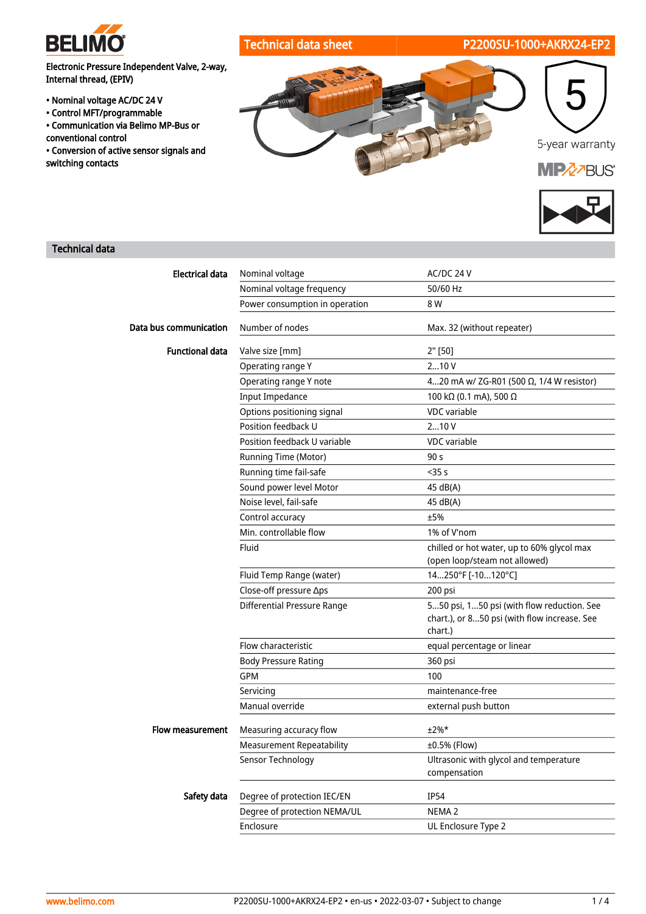BELIMO

# Technical data sheet — P2200SU-1000+AKRX24-EP2

**Electronic Pressure Independent Valve, 2-way, Internal thread, (EPIV)**

- Nominal voltage AC/DC 24 V
- Control MFT/programmable
- Communication via Belimo MP-Bus or conventional control
- Conversion of active sensor signals and switching contacts

5-year warranty

MP-BUS

## Technical data

| | | |
|---|---|---|
| **Electrical data** | Nominal voltage | AC/DC 24 V |
| | Nominal voltage frequency | 50/60 Hz |
| | Power consumption in operation | 8 W |
| **Data bus communication** | Number of nodes | Max. 32 (without repeater) |
| **Functional data** | Valve size [mm] | 2" [50] |
| | Operating range Y | 2...10 V |
| | Operating range Y note | 4...20 mA w/ ZG-R01 (500 Ω, 1/4 W resistor) |
| | Input Impedance | 100 kΩ (0.1 mA), 500 Ω |
| | Options positioning signal | VDC variable |
| | Position feedback U | 2...10 V |
| | Position feedback U variable | VDC variable |
| | Running Time (Motor) | 90 s |
| | Running time fail-safe | <35 s |
| | Sound power level Motor | 45 dB(A) |
| | Noise level, fail-safe | 45 dB(A) |
| | Control accuracy | ±5% |
| | Min. controllable flow | 1% of V'nom |
| | Fluid | chilled or hot water, up to 60% glycol max (open loop/steam not allowed) |
| | Fluid Temp Range (water) | 14...250°F [-10...120°C] |
| | Close-off pressure Δps | 200 psi |
| | Differential Pressure Range | 5...50 psi, 1...50 psi (with flow reduction. See chart.), or 8...50 psi (with flow increase. See chart.) |
| | Flow characteristic | equal percentage or linear |
| | Body Pressure Rating | 360 psi |
| | GPM | 100 |
| | Servicing | maintenance-free |
| | Manual override | external push button |
| **Flow measurement** | Measuring accuracy flow | ±2%* |
| | Measurement Repeatability | ±0.5% (Flow) |
| | Sensor Technology | Ultrasonic with glycol and temperature compensation |
| **Safety data** | Degree of protection IEC/EN | IP54 |
| | Degree of protection NEMA/UL | NEMA 2 |
| | Enclosure | UL Enclosure Type 2 |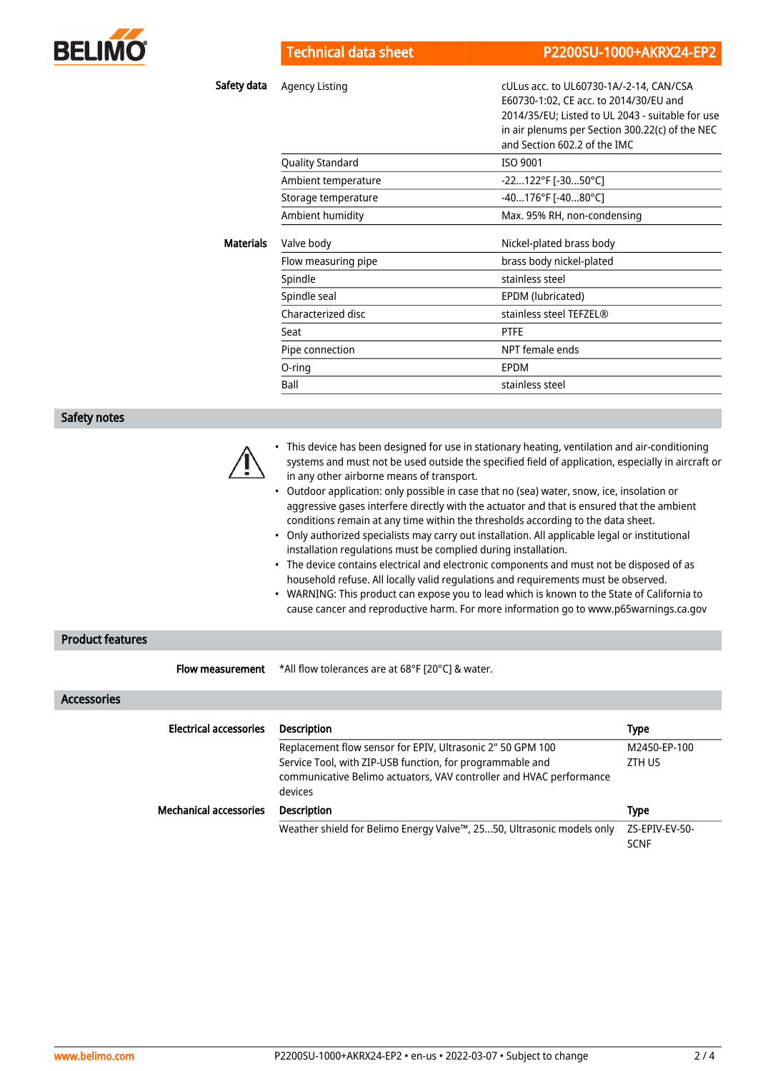| | | |
|---|---|---|
| **Safety data** | Agency Listing | cULus acc. to UL60730-1A/-2-14, CAN/CSA E60730-1:02, CE acc. to 2014/30/EU and 2014/35/EU; Listed to UL 2043 - suitable for use in air plenums per Section 300.22(c) of the NEC and Section 602.2 of the IMC |
| | Quality Standard | ISO 9001 |
| | Ambient temperature | -22...122°F [-30...50°C] |
| | Storage temperature | -40...176°F [-40...80°C] |
| | Ambient humidity | Max. 95% RH, non-condensing |
| **Materials** | Valve body | Nickel-plated brass body |
| | Flow measuring pipe | brass body nickel-plated |
| | Spindle | stainless steel |
| | Spindle seal | EPDM (lubricated) |
| | Characterized disc | stainless steel TEFZEL® |
| | Seat | PTFE |
| | Pipe connection | NPT female ends |
| | O-ring | EPDM |
| | Ball | stainless steel |

## Safety notes

- This device has been designed for use in stationary heating, ventilation and air-conditioning systems and must not be used outside the specified field of application, especially in aircraft or in any other airborne means of transport.
- Outdoor application: only possible in case that no (sea) water, snow, ice, insolation or aggressive gases interfere directly with the actuator and that is ensured that the ambient conditions remain at any time within the thresholds according to the data sheet.
- Only authorized specialists may carry out installation. All applicable legal or institutional installation regulations must be complied during installation.
- The device contains electrical and electronic components and must not be disposed of as household refuse. All locally valid regulations and requirements must be observed.
- WARNING: This product can expose you to lead which is known to the State of California to cause cancer and reproductive harm. For more information go to www.p65warnings.ca.gov

## Product features

**Flow measurement** *All flow tolerances are at 68°F [20°C] & water.

## Accessories

| | Description | Type |
|---|---|---|
| **Electrical accessories** | Replacement flow sensor for EPIV, Ultrasonic 2" 50 GPM 100 | M2450-EP-100 |
| | Service Tool, with ZIP-USB function, for programmable and communicative Belimo actuators, VAV controller and HVAC performance devices | ZTH US |

| | Description | Type |
|---|---|---|
| **Mechanical accessories** | Weather shield for Belimo Energy Valve™, 25...50, Ultrasonic models only | ZS-EPIV-EV-50-SCNF |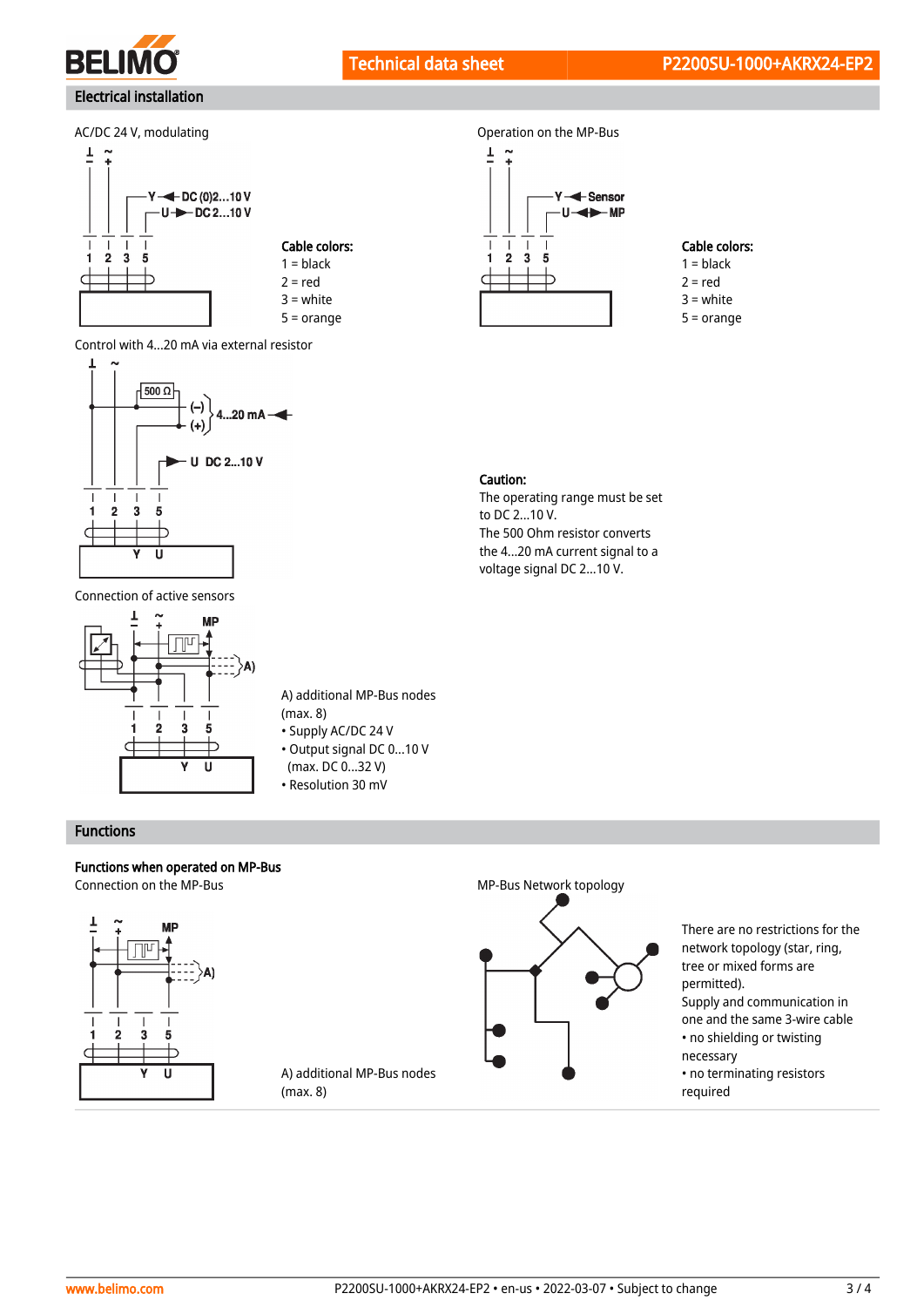## Electrical installation

AC/DC 24 V, modulating

Cable colors:
1 = black
2 = red
3 = white
5 = orange

Operation on the MP-Bus

Cable colors:
1 = black
2 = red
3 = white
5 = orange

Control with 4...20 mA via external resistor

**Caution:**
The operating range must be set to DC 2...10 V.
The 500 Ohm resistor converts the 4...20 mA current signal to a voltage signal DC 2...10 V.

Connection of active sensors

A) additional MP-Bus nodes (max. 8)
- Supply AC/DC 24 V
- Output signal DC 0...10 V (max. DC 0...32 V)
- Resolution 30 mV

## Functions

**Functions when operated on MP-Bus**

Connection on the MP-Bus

A) additional MP-Bus nodes (max. 8)

MP-Bus Network topology

There are no restrictions for the network topology (star, ring, tree or mixed forms are permitted).
Supply and communication in one and the same 3-wire cable
- no shielding or twisting necessary
- no terminating resistors required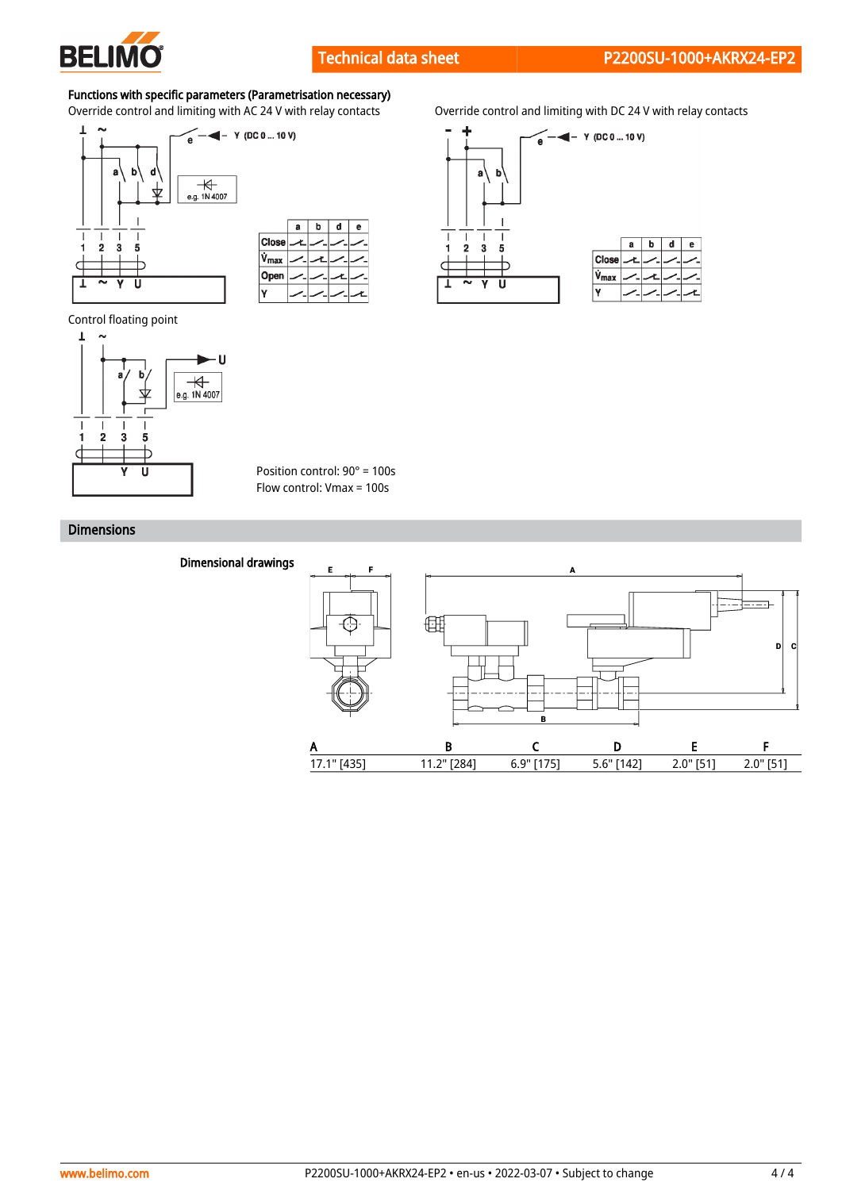### Functions with specific parameters (Parametrisation necessary)

Override control and limiting with AC 24 V with relay contacts

⊥ ~

e — Y (DC 0 ... 10 V)

a b d

e.g. 1N 4007

1 2 3 5

⊥ ~ Y U

| | a | b | d | e |
|---|---|---|---|---|
| Close | | | | |
| $\dot{V}_{max}$ | | | | |
| Open | | | | |
| Y | | | | |

Override control and limiting with DC 24 V with relay contacts

\- +

e — Y (DC 0 ... 10 V)

a b

1 2 3 5

⊥ ~ Y U

| | a | b | d | e |
|---|---|---|---|---|
| Close | | | | |
| $\dot{V}_{max}$ | | | | |
| Y | | | | |

Control floating point

⊥ ~

a b

U

e.g. 1N 4007

1 2 3 5

Y U

Position control: 90° = 100s
Flow control: Vmax = 100s

## Dimensions

**Dimensional drawings**

E F A D C B

| A | B | C | D | E | F |
|---|---|---|---|---|---|
| 17.1" [435] | 11.2" [284] | 6.9" [175] | 5.6" [142] | 2.0" [51] | 2.0" [51] |